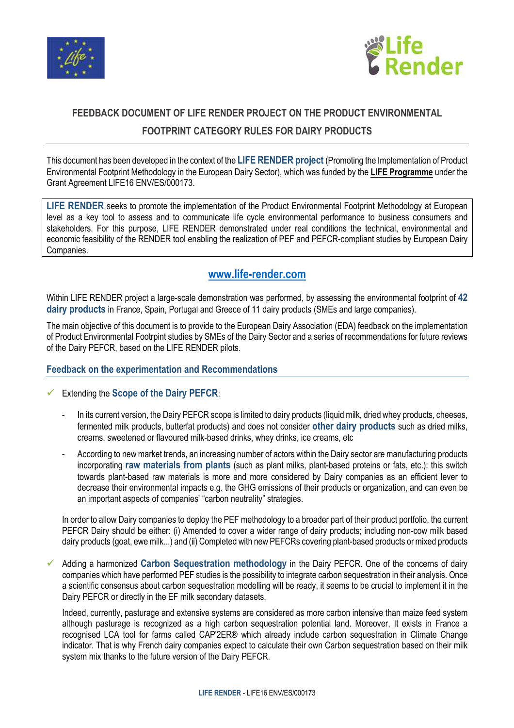# FEEDBACK DOCUMENT OF LIFE RENDER PROJECT ON THE PRODUCT ENVIRONMENTAL FOOTPRINT CATEGORY RULES FOR DAIRY PRODUCTS

This document has been developed in the context of the **LIFE RENDER project** (Promoting the Implementation of Product Environmental Footprint Methodology in the European Dairy Sector), which was funded by the **LIFE Programme** under the Grant Agreement LIFE16 ENV/ES/000173.

**LIFE RENDER** seeks to promote the implementation of the Product Environmental Footprint Methodology at European level as a key tool to assess and to communicate life cycle environmental performance to business consumers and stakeholders. For this purpose, LIFE RENDER demonstrated under real conditions the technical, environmental and economic feasibility of the RENDER tool enabling the realization of PEF and PEFCR-compliant studies by European Dairy Companies.

**www.life-render.com**

Within LIFE RENDER project a large-scale demonstration was performed, by assessing the environmental footprint of **42 dairy products** in France, Spain, Portugal and Greece of 11 dairy products (SMEs and large companies).

The main objective of this document is to provide to the European Dairy Association (EDA) feedback on the implementation of Product Environmental Footprint studies by SMEs of the Dairy Sector and a series of recommendations for future reviews of the Dairy PEFCR, based on the LIFE RENDER pilots.

## Feedback on the experimentation and Recommendations

- ✓ Extending the **Scope of the Dairy PEFCR**:

  - In its current version, the Dairy PEFCR scope is limited to dairy products (liquid milk, dried whey products, cheeses, fermented milk products, butterfat products) and does not consider **other dairy products** such as dried milks, creams, sweetened or flavoured milk-based drinks, whey drinks, ice creams, etc
  - According to new market trends, an increasing number of actors within the Dairy sector are manufacturing products incorporating **raw materials from plants** (such as plant milks, plant-based proteins or fats, etc.): this switch towards plant-based raw materials is more and more considered by Dairy companies as an efficient lever to decrease their environmental impacts e.g. the GHG emissions of their products or organization, and can even be an important aspects of companies' "carbon neutrality" strategies.

  In order to allow Dairy companies to deploy the PEF methodology to a broader part of their product portfolio, the current PEFCR Dairy should be either: (i) Amended to cover a wider range of dairy products; including non-cow milk based dairy products (goat, ewe milk...) and (ii) Completed with new PEFCRs covering plant-based products or mixed products

- ✓ Adding a harmonized **Carbon Sequestration methodology** in the Dairy PEFCR. One of the concerns of dairy companies which have performed PEF studies is the possibility to integrate carbon sequestration in their analysis. Once a scientific consensus about carbon sequestration modelling will be ready, it seems to be crucial to implement it in the Dairy PEFCR or directly in the EF milk secondary datasets.

  Indeed, currently, pasturage and extensive systems are considered as more carbon intensive than maize feed system although pasturage is recognized as a high carbon sequestration potential land. Moreover, It exists in France a recognised LCA tool for farms called CAP'2ER® which already include carbon sequestration in Climate Change indicator. That is why French dairy companies expect to calculate their own Carbon sequestration based on their milk system mix thanks to the future version of the Dairy PEFCR.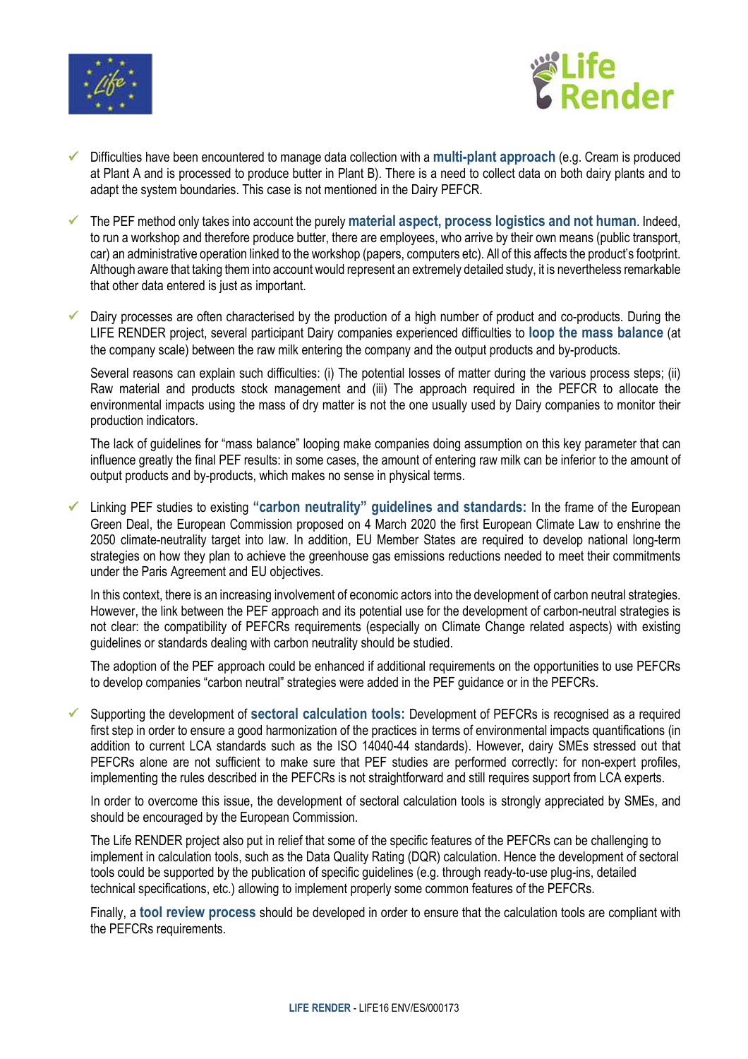- Difficulties have been encountered to manage data collection with a **multi-plant approach** (e.g. Cream is produced at Plant A and is processed to produce butter in Plant B). There is a need to collect data on both dairy plants and to adapt the system boundaries. This case is not mentioned in the Dairy PEFCR.

- The PEF method only takes into account the purely **material aspect, process logistics and not human**. Indeed, to run a workshop and therefore produce butter, there are employees, who arrive by their own means (public transport, car) an administrative operation linked to the workshop (papers, computers etc). All of this affects the product's footprint. Although aware that taking them into account would represent an extremely detailed study, it is nevertheless remarkable that other data entered is just as important.

- Dairy processes are often characterised by the production of a high number of product and co-products. During the LIFE RENDER project, several participant Dairy companies experienced difficulties to **loop the mass balance** (at the company scale) between the raw milk entering the company and the output products and by-products.

  Several reasons can explain such difficulties: (i) The potential losses of matter during the various process steps; (ii) Raw material and products stock management and (iii) The approach required in the PEFCR to allocate the environmental impacts using the mass of dry matter is not the one usually used by Dairy companies to monitor their production indicators.

  The lack of guidelines for "mass balance" looping make companies doing assumption on this key parameter that can influence greatly the final PEF results: in some cases, the amount of entering raw milk can be inferior to the amount of output products and by-products, which makes no sense in physical terms.

- Linking PEF studies to existing **"carbon neutrality" guidelines and standards:** In the frame of the European Green Deal, the European Commission proposed on 4 March 2020 the first European Climate Law to enshrine the 2050 climate-neutrality target into law. In addition, EU Member States are required to develop national long-term strategies on how they plan to achieve the greenhouse gas emissions reductions needed to meet their commitments under the Paris Agreement and EU objectives.

  In this context, there is an increasing involvement of economic actors into the development of carbon neutral strategies. However, the link between the PEF approach and its potential use for the development of carbon-neutral strategies is not clear: the compatibility of PEFCRs requirements (especially on Climate Change related aspects) with existing guidelines or standards dealing with carbon neutrality should be studied.

  The adoption of the PEF approach could be enhanced if additional requirements on the opportunities to use PEFCRs to develop companies "carbon neutral" strategies were added in the PEF guidance or in the PEFCRs.

- Supporting the development of **sectoral calculation tools:** Development of PEFCRs is recognised as a required first step in order to ensure a good harmonization of the practices in terms of environmental impacts quantifications (in addition to current LCA standards such as the ISO 14040-44 standards). However, dairy SMEs stressed out that PEFCRs alone are not sufficient to make sure that PEF studies are performed correctly: for non-expert profiles, implementing the rules described in the PEFCRs is not straightforward and still requires support from LCA experts.

  In order to overcome this issue, the development of sectoral calculation tools is strongly appreciated by SMEs, and should be encouraged by the European Commission.

  The Life RENDER project also put in relief that some of the specific features of the PEFCRs can be challenging to implement in calculation tools, such as the Data Quality Rating (DQR) calculation. Hence the development of sectoral tools could be supported by the publication of specific guidelines (e.g. through ready-to-use plug-ins, detailed technical specifications, etc.) allowing to implement properly some common features of the PEFCRs.

  Finally, a **tool review process** should be developed in order to ensure that the calculation tools are compliant with the PEFCRs requirements.